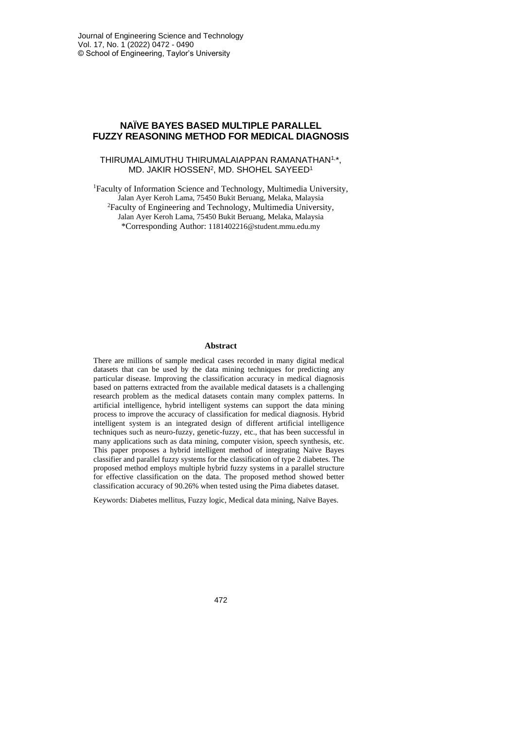# NAÏVE BAYES BASED MULTIPLE PARALLEL FUZZY REASONING METHOD FOR MEDICAL DIAGNOSIS

THIRUMALAIMUTHU THIRUMALAIAPPAN RAMANATHAN[1,*], MD. JAKIR HOSSEN[2], MD. SHOHEL SAYEED[1]

[1]Faculty of Information Science and Technology, Multimedia University, Jalan Ayer Keroh Lama, 75450 Bukit Beruang, Melaka, Malaysia

[2]Faculty of Engineering and Technology, Multimedia University, Jalan Ayer Keroh Lama, 75450 Bukit Beruang, Melaka, Malaysia

*Corresponding Author: 1181402216@student.mmu.edu.my

## Abstract

There are millions of sample medical cases recorded in many digital medical datasets that can be used by the data mining techniques for predicting any particular disease. Improving the classification accuracy in medical diagnosis based on patterns extracted from the available medical datasets is a challenging research problem as the medical datasets contain many complex patterns. In artificial intelligence, hybrid intelligent systems can support the data mining process to improve the accuracy of classification for medical diagnosis. Hybrid intelligent system is an integrated design of different artificial intelligence techniques such as neuro-fuzzy, genetic-fuzzy, etc., that has been successful in many applications such as data mining, computer vision, speech synthesis, etc. This paper proposes a hybrid intelligent method of integrating Naïve Bayes classifier and parallel fuzzy systems for the classification of type 2 diabetes. The proposed method employs multiple hybrid fuzzy systems in a parallel structure for effective classification on the data. The proposed method showed better classification accuracy of 90.26% when tested using the Pima diabetes dataset.

Keywords: Diabetes mellitus, Fuzzy logic, Medical data mining, Naïve Bayes.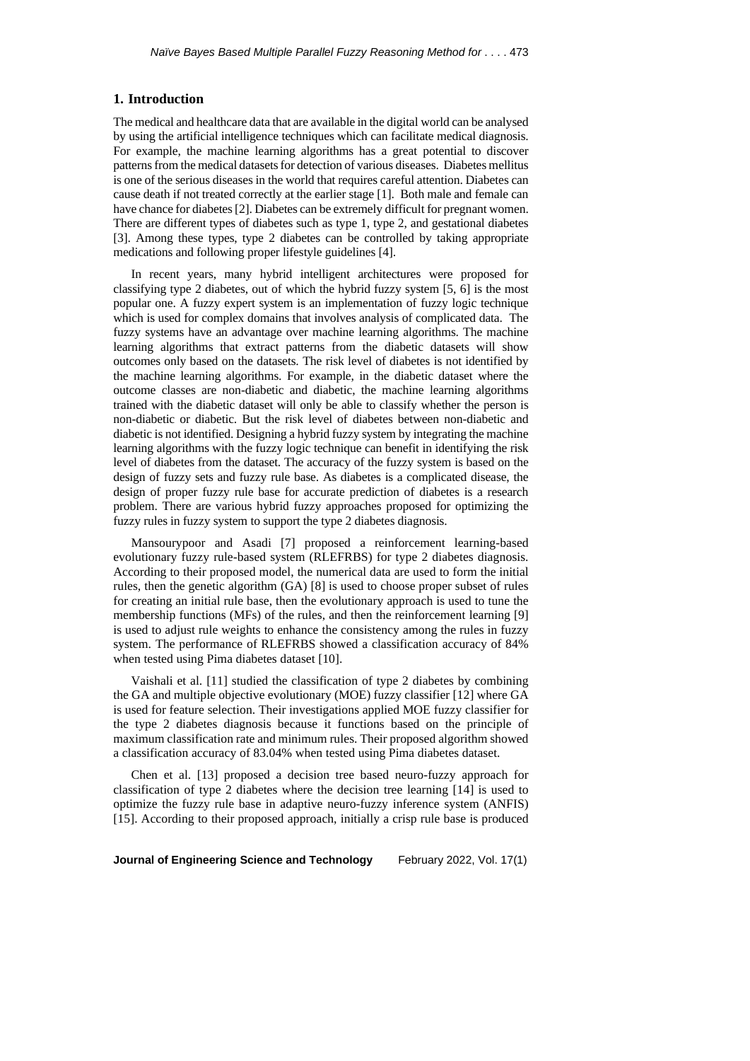## 1. Introduction

The medical and healthcare data that are available in the digital world can be analysed by using the artificial intelligence techniques which can facilitate medical diagnosis. For example, the machine learning algorithms has a great potential to discover patterns from the medical datasets for detection of various diseases. Diabetes mellitus is one of the serious diseases in the world that requires careful attention. Diabetes can cause death if not treated correctly at the earlier stage [1]. Both male and female can have chance for diabetes [2]. Diabetes can be extremely difficult for pregnant women. There are different types of diabetes such as type 1, type 2, and gestational diabetes [3]. Among these types, type 2 diabetes can be controlled by taking appropriate medications and following proper lifestyle guidelines [4].

In recent years, many hybrid intelligent architectures were proposed for classifying type 2 diabetes, out of which the hybrid fuzzy system [5, 6] is the most popular one. A fuzzy expert system is an implementation of fuzzy logic technique which is used for complex domains that involves analysis of complicated data. The fuzzy systems have an advantage over machine learning algorithms. The machine learning algorithms that extract patterns from the diabetic datasets will show outcomes only based on the datasets. The risk level of diabetes is not identified by the machine learning algorithms. For example, in the diabetic dataset where the outcome classes are non-diabetic and diabetic, the machine learning algorithms trained with the diabetic dataset will only be able to classify whether the person is non-diabetic or diabetic. But the risk level of diabetes between non-diabetic and diabetic is not identified. Designing a hybrid fuzzy system by integrating the machine learning algorithms with the fuzzy logic technique can benefit in identifying the risk level of diabetes from the dataset. The accuracy of the fuzzy system is based on the design of fuzzy sets and fuzzy rule base. As diabetes is a complicated disease, the design of proper fuzzy rule base for accurate prediction of diabetes is a research problem. There are various hybrid fuzzy approaches proposed for optimizing the fuzzy rules in fuzzy system to support the type 2 diabetes diagnosis.

Mansourypoor and Asadi [7] proposed a reinforcement learning-based evolutionary fuzzy rule-based system (RLEFRBS) for type 2 diabetes diagnosis. According to their proposed model, the numerical data are used to form the initial rules, then the genetic algorithm (GA) [8] is used to choose proper subset of rules for creating an initial rule base, then the evolutionary approach is used to tune the membership functions (MFs) of the rules, and then the reinforcement learning [9] is used to adjust rule weights to enhance the consistency among the rules in fuzzy system. The performance of RLEFRBS showed a classification accuracy of 84% when tested using Pima diabetes dataset [10].

Vaishali et al. [11] studied the classification of type 2 diabetes by combining the GA and multiple objective evolutionary (MOE) fuzzy classifier [12] where GA is used for feature selection. Their investigations applied MOE fuzzy classifier for the type 2 diabetes diagnosis because it functions based on the principle of maximum classification rate and minimum rules. Their proposed algorithm showed a classification accuracy of 83.04% when tested using Pima diabetes dataset.

Chen et al. [13] proposed a decision tree based neuro-fuzzy approach for classification of type 2 diabetes where the decision tree learning [14] is used to optimize the fuzzy rule base in adaptive neuro-fuzzy inference system (ANFIS) [15]. According to their proposed approach, initially a crisp rule base is produced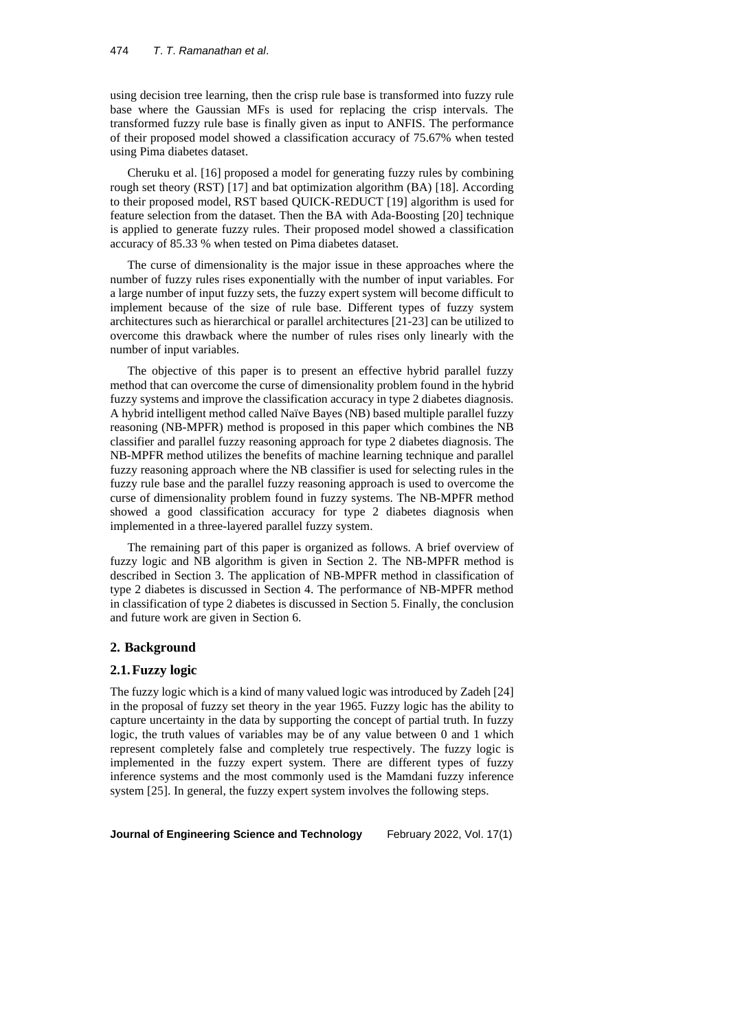using decision tree learning, then the crisp rule base is transformed into fuzzy rule base where the Gaussian MFs is used for replacing the crisp intervals. The transformed fuzzy rule base is finally given as input to ANFIS. The performance of their proposed model showed a classification accuracy of 75.67% when tested using Pima diabetes dataset.

Cheruku et al. [16] proposed a model for generating fuzzy rules by combining rough set theory (RST) [17] and bat optimization algorithm (BA) [18]. According to their proposed model, RST based QUICK-REDUCT [19] algorithm is used for feature selection from the dataset. Then the BA with Ada-Boosting [20] technique is applied to generate fuzzy rules. Their proposed model showed a classification accuracy of 85.33 % when tested on Pima diabetes dataset.

The curse of dimensionality is the major issue in these approaches where the number of fuzzy rules rises exponentially with the number of input variables. For a large number of input fuzzy sets, the fuzzy expert system will become difficult to implement because of the size of rule base. Different types of fuzzy system architectures such as hierarchical or parallel architectures [21-23] can be utilized to overcome this drawback where the number of rules rises only linearly with the number of input variables.

The objective of this paper is to present an effective hybrid parallel fuzzy method that can overcome the curse of dimensionality problem found in the hybrid fuzzy systems and improve the classification accuracy in type 2 diabetes diagnosis. A hybrid intelligent method called Naïve Bayes (NB) based multiple parallel fuzzy reasoning (NB-MPFR) method is proposed in this paper which combines the NB classifier and parallel fuzzy reasoning approach for type 2 diabetes diagnosis. The NB-MPFR method utilizes the benefits of machine learning technique and parallel fuzzy reasoning approach where the NB classifier is used for selecting rules in the fuzzy rule base and the parallel fuzzy reasoning approach is used to overcome the curse of dimensionality problem found in fuzzy systems. The NB-MPFR method showed a good classification accuracy for type 2 diabetes diagnosis when implemented in a three-layered parallel fuzzy system.

The remaining part of this paper is organized as follows. A brief overview of fuzzy logic and NB algorithm is given in Section 2. The NB-MPFR method is described in Section 3. The application of NB-MPFR method in classification of type 2 diabetes is discussed in Section 4. The performance of NB-MPFR method in classification of type 2 diabetes is discussed in Section 5. Finally, the conclusion and future work are given in Section 6.

## 2. Background

### 2.1. Fuzzy logic

The fuzzy logic which is a kind of many valued logic was introduced by Zadeh [24] in the proposal of fuzzy set theory in the year 1965. Fuzzy logic has the ability to capture uncertainty in the data by supporting the concept of partial truth. In fuzzy logic, the truth values of variables may be of any value between 0 and 1 which represent completely false and completely true respectively. The fuzzy logic is implemented in the fuzzy expert system. There are different types of fuzzy inference systems and the most commonly used is the Mamdani fuzzy inference system [25]. In general, the fuzzy expert system involves the following steps.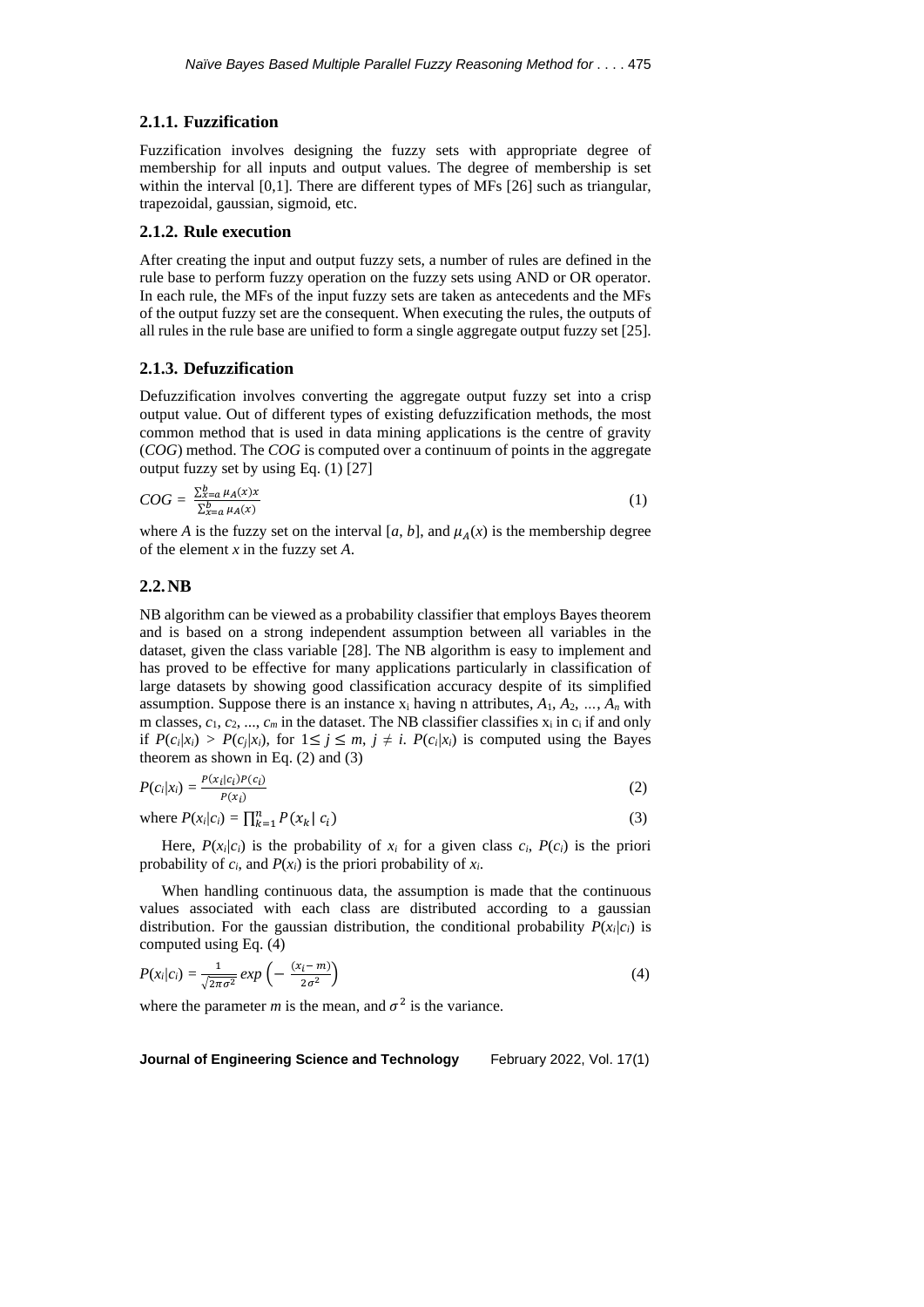### 2.1.1. Fuzzification

Fuzzification involves designing the fuzzy sets with appropriate degree of membership for all inputs and output values. The degree of membership is set within the interval [0,1]. There are different types of MFs [26] such as triangular, trapezoidal, gaussian, sigmoid, etc.

### 2.1.2. Rule execution

After creating the input and output fuzzy sets, a number of rules are defined in the rule base to perform fuzzy operation on the fuzzy sets using AND or OR operator. In each rule, the MFs of the input fuzzy sets are taken as antecedents and the MFs of the output fuzzy set are the consequent. When executing the rules, the outputs of all rules in the rule base are unified to form a single aggregate output fuzzy set [25].

### 2.1.3. Defuzzification

Defuzzification involves converting the aggregate output fuzzy set into a crisp output value. Out of different types of existing defuzzification methods, the most common method that is used in data mining applications is the centre of gravity (*COG*) method. The *COG* is computed over a continuum of points in the aggregate output fuzzy set by using Eq. (1) [27]

$$COG = \frac{\sum_{x=a}^{b} \mu_A(x)x}{\sum_{x=a}^{b} \mu_A(x)} \tag{1}$$

where $A$ is the fuzzy set on the interval $[a, b]$, and $\mu_A(x)$ is the membership degree of the element $x$ in the fuzzy set $A$.

## 2.2. NB

NB algorithm can be viewed as a probability classifier that employs Bayes theorem and is based on a strong independent assumption between all variables in the dataset, given the class variable [28]. The NB algorithm is easy to implement and has proved to be effective for many applications particularly in classification of large datasets by showing good classification accuracy despite of its simplified assumption. Suppose there is an instance $x_i$ having n attributes, $A_1, A_2, \ldots, A_n$ with m classes, $c_1, c_2, \ldots, c_m$ in the dataset. The NB classifier classifies $x_i$ in $c_i$ if and only if $P(c_i|x_i) > P(c_j|x_i)$, for $1 \leq j \leq m$, $j \neq i$. $P(c_i|x_i)$ is computed using the Bayes theorem as shown in Eq. (2) and (3)

$$P(c_i|x_i) = \frac{P(x_i|c_i)P(c_i)}{P(x_i)} \tag{2}$$

where $P(x_i|c_i) = \prod_{k=1}^{n} P(x_k|\, c_i)$ (3)

Here, $P(x_i|c_i)$ is the probability of $x_i$ for a given class $c_i$, $P(c_i)$ is the priori probability of $c_i$, and $P(x_i)$ is the priori probability of $x_i$.

When handling continuous data, the assumption is made that the continuous values associated with each class are distributed according to a gaussian distribution. For the gaussian distribution, the conditional probability $P(x_i|c_i)$ is computed using Eq. (4)

$$P(x_i|c_i) = \frac{1}{\sqrt{2\pi\sigma^2}} exp\left(-\frac{(x_i - m)}{2\sigma^2}\right) \tag{4}$$

where the parameter $m$ is the mean, and $\sigma^2$ is the variance.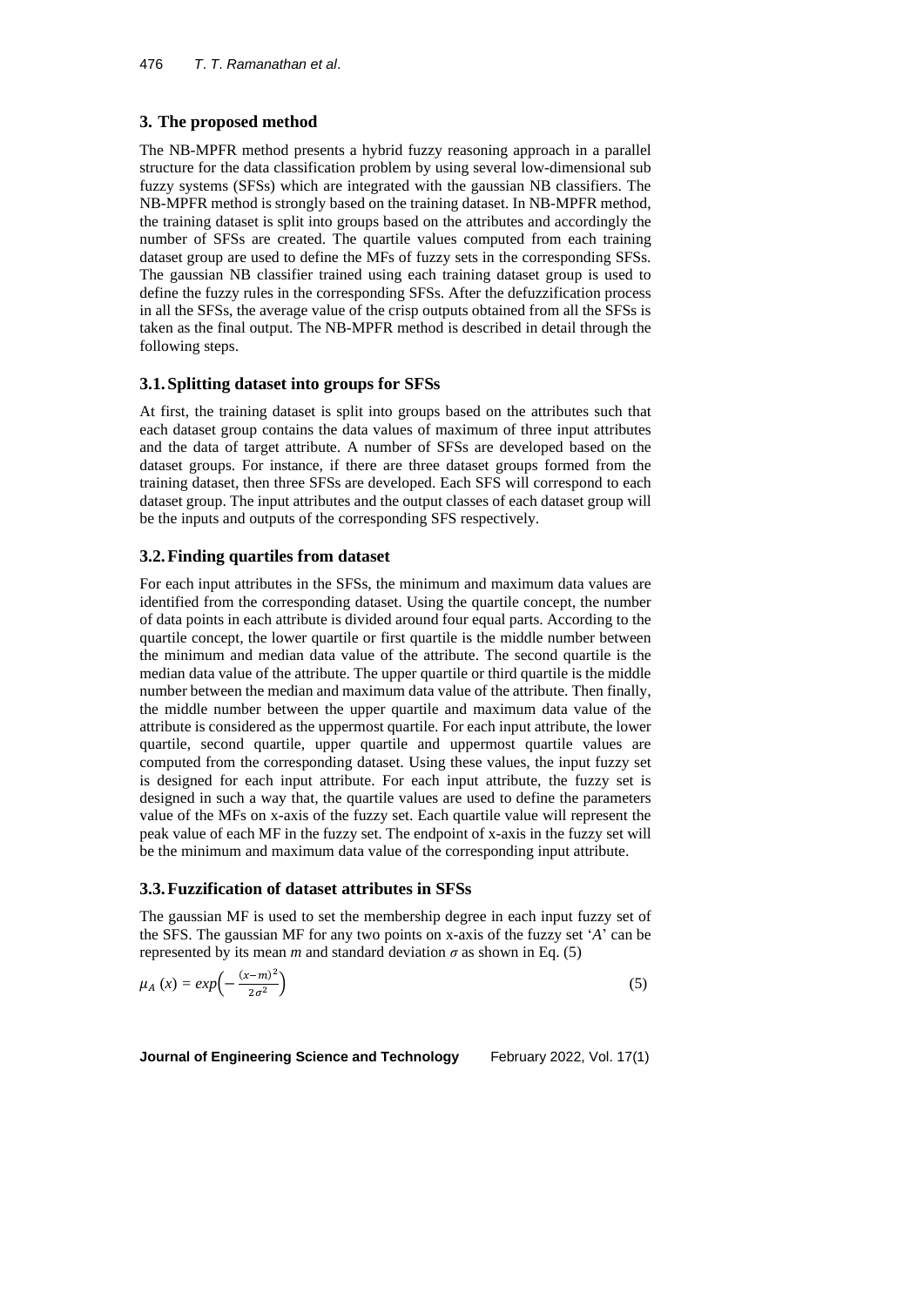## 3. The proposed method

The NB-MPFR method presents a hybrid fuzzy reasoning approach in a parallel structure for the data classification problem by using several low-dimensional sub fuzzy systems (SFSs) which are integrated with the gaussian NB classifiers. The NB-MPFR method is strongly based on the training dataset. In NB-MPFR method, the training dataset is split into groups based on the attributes and accordingly the number of SFSs are created. The quartile values computed from each training dataset group are used to define the MFs of fuzzy sets in the corresponding SFSs. The gaussian NB classifier trained using each training dataset group is used to define the fuzzy rules in the corresponding SFSs. After the defuzzification process in all the SFSs, the average value of the crisp outputs obtained from all the SFSs is taken as the final output. The NB-MPFR method is described in detail through the following steps.

### 3.1. Splitting dataset into groups for SFSs

At first, the training dataset is split into groups based on the attributes such that each dataset group contains the data values of maximum of three input attributes and the data of target attribute. A number of SFSs are developed based on the dataset groups. For instance, if there are three dataset groups formed from the training dataset, then three SFSs are developed. Each SFS will correspond to each dataset group. The input attributes and the output classes of each dataset group will be the inputs and outputs of the corresponding SFS respectively.

### 3.2. Finding quartiles from dataset

For each input attributes in the SFSs, the minimum and maximum data values are identified from the corresponding dataset. Using the quartile concept, the number of data points in each attribute is divided around four equal parts. According to the quartile concept, the lower quartile or first quartile is the middle number between the minimum and median data value of the attribute. The second quartile is the median data value of the attribute. The upper quartile or third quartile is the middle number between the median and maximum data value of the attribute. Then finally, the middle number between the upper quartile and maximum data value of the attribute is considered as the uppermost quartile. For each input attribute, the lower quartile, second quartile, upper quartile and uppermost quartile values are computed from the corresponding dataset. Using these values, the input fuzzy set is designed for each input attribute. For each input attribute, the fuzzy set is designed in such a way that, the quartile values are used to define the parameters value of the MFs on x-axis of the fuzzy set. Each quartile value will represent the peak value of each MF in the fuzzy set. The endpoint of x-axis in the fuzzy set will be the minimum and maximum data value of the corresponding input attribute.

### 3.3. Fuzzification of dataset attributes in SFSs

The gaussian MF is used to set the membership degree in each input fuzzy set of the SFS. The gaussian MF for any two points on x-axis of the fuzzy set '$A$' can be represented by its mean $m$ and standard deviation $\sigma$ as shown in Eq. (5)

$$\mu_A(x) = exp\left(-\frac{(x-m)^2}{2\sigma^2}\right) \tag{5}$$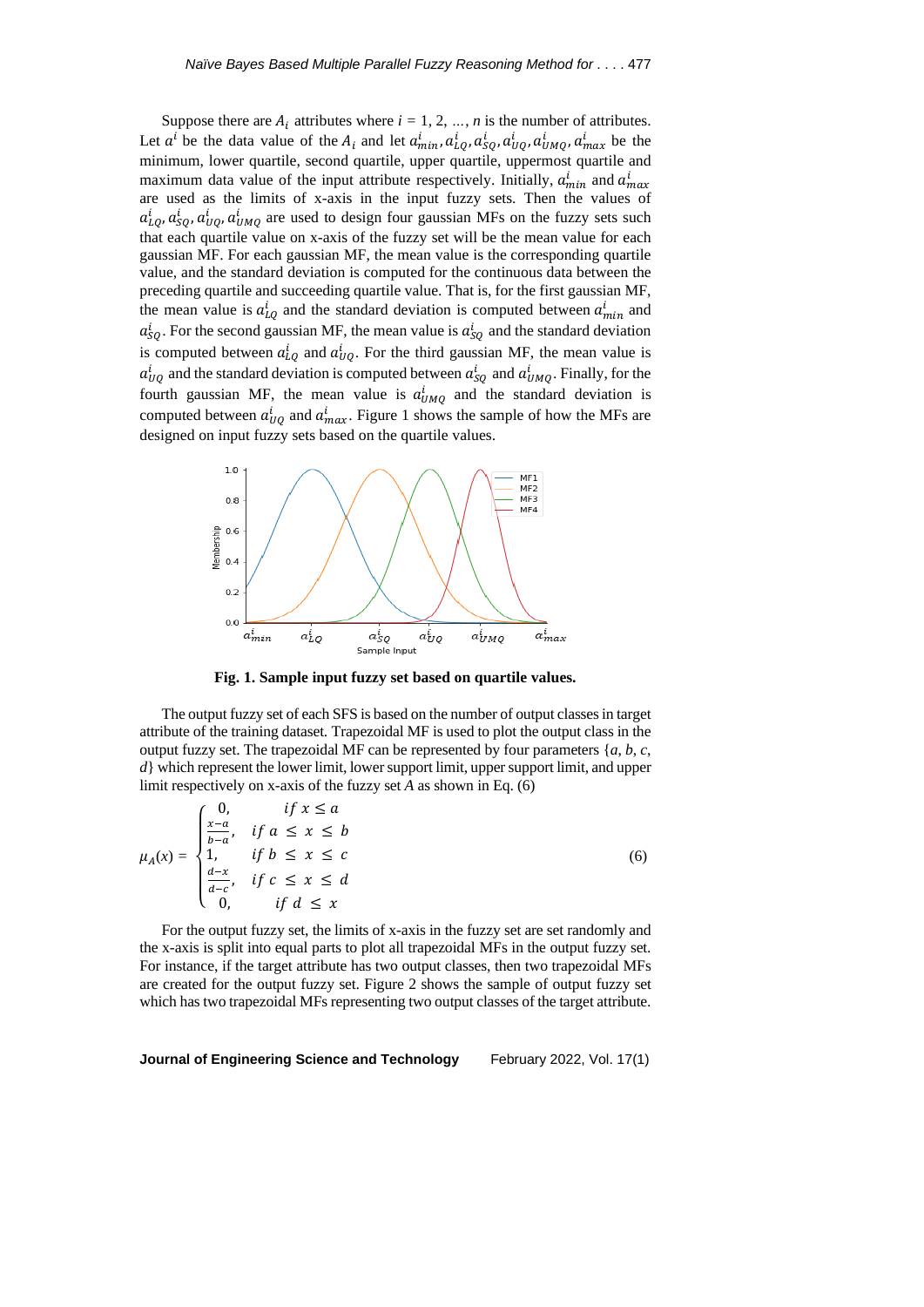Suppose there are $A_i$ attributes where $i = 1, 2, ..., n$ is the number of attributes. Let $a^i$ be the data value of the $A_i$ and let $a^i_{min}, a^i_{LQ}, a^i_{SQ}, a^i_{UQ}, a^i_{UMQ}, a^i_{max}$ be the minimum, lower quartile, second quartile, upper quartile, uppermost quartile and maximum data value of the input attribute respectively. Initially, $a^i_{min}$ and $a^i_{max}$ are used as the limits of x-axis in the input fuzzy sets. Then the values of $a^i_{LQ}, a^i_{SQ}, a^i_{UQ}, a^i_{UMQ}$ are used to design four gaussian MFs on the fuzzy sets such that each quartile value on x-axis of the fuzzy set will be the mean value for each gaussian MF. For each gaussian MF, the mean value is the corresponding quartile value, and the standard deviation is computed for the continuous data between the preceding quartile and succeeding quartile value. That is, for the first gaussian MF, the mean value is $a^i_{LQ}$ and the standard deviation is computed between $a^i_{min}$ and $a^i_{SQ}$. For the second gaussian MF, the mean value is $a^i_{SQ}$ and the standard deviation is computed between $a^i_{LQ}$ and $a^i_{UQ}$. For the third gaussian MF, the mean value is $a^i_{UQ}$ and the standard deviation is computed between $a^i_{SQ}$ and $a^i_{UMQ}$. Finally, for the fourth gaussian MF, the mean value is $a^i_{UMQ}$ and the standard deviation is computed between $a^i_{UQ}$ and $a^i_{max}$. Figure 1 shows the sample of how the MFs are designed on input fuzzy sets based on the quartile values.

**Fig. 1. Sample input fuzzy set based on quartile values.**

The output fuzzy set of each SFS is based on the number of output classes in target attribute of the training dataset. Trapezoidal MF is used to plot the output class in the output fuzzy set. The trapezoidal MF can be represented by four parameters {*a*, *b*, *c*, *d*} which represent the lower limit, lower support limit, upper support limit, and upper limit respectively on x-axis of the fuzzy set *A* as shown in Eq. (6)

$$\mu_A(x) = \begin{cases} 0, & if\ x \le a \\ \frac{x-a}{b-a}, & if\ a \le x \le b \\ 1, & if\ b \le x \le c \\ \frac{d-x}{d-c}, & if\ c \le x \le d \\ 0, & if\ d \le x \end{cases} \tag{6}$$

For the output fuzzy set, the limits of x-axis in the fuzzy set are set randomly and the x-axis is split into equal parts to plot all trapezoidal MFs in the output fuzzy set. For instance, if the target attribute has two output classes, then two trapezoidal MFs are created for the output fuzzy set. Figure 2 shows the sample of output fuzzy set which has two trapezoidal MFs representing two output classes of the target attribute.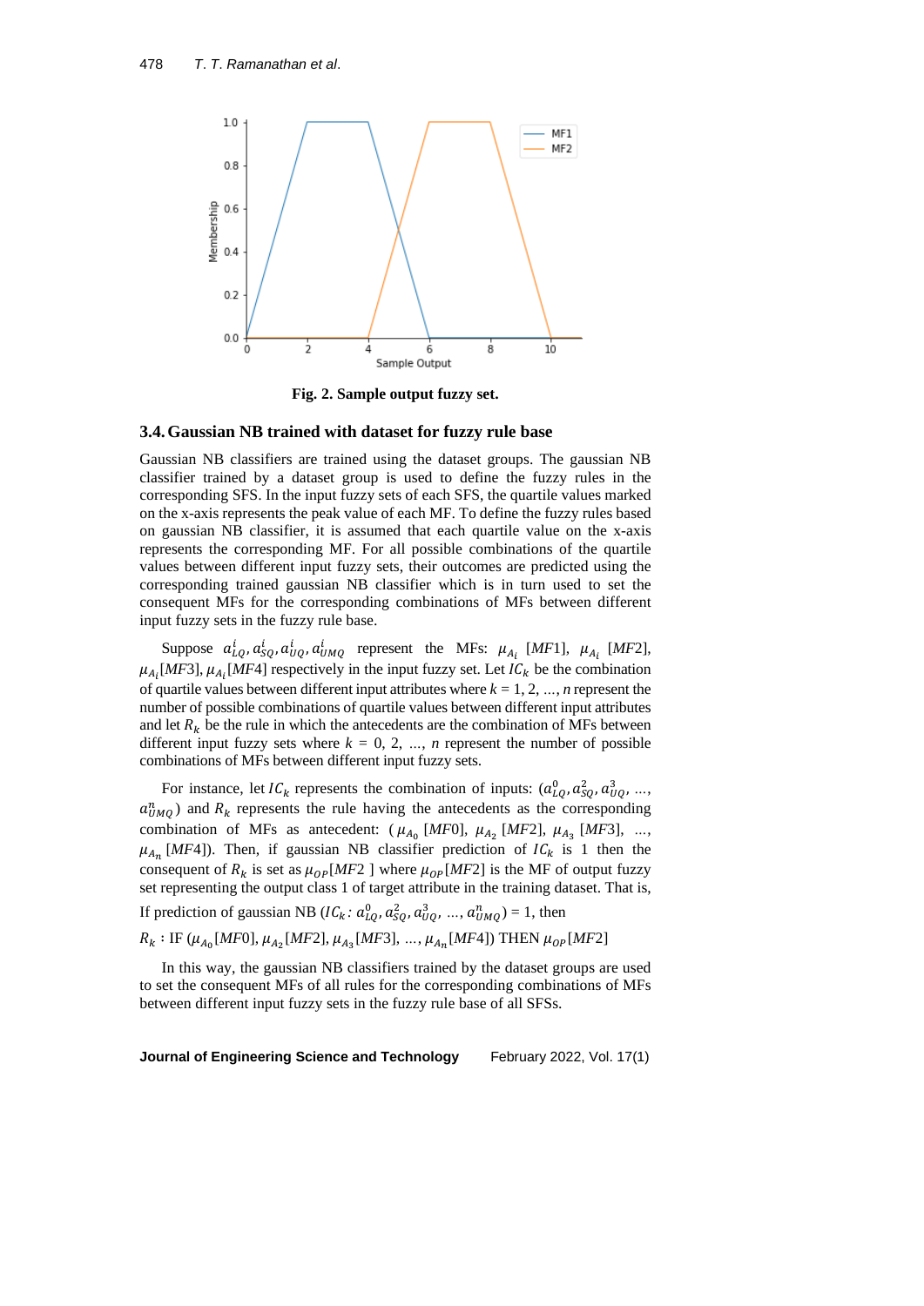**Fig. 2. Sample output fuzzy set.**

## 3.4. Gaussian NB trained with dataset for fuzzy rule base

Gaussian NB classifiers are trained using the dataset groups. The gaussian NB classifier trained by a dataset group is used to define the fuzzy rules in the corresponding SFS. In the input fuzzy sets of each SFS, the quartile values marked on the x-axis represents the peak value of each MF. To define the fuzzy rules based on gaussian NB classifier, it is assumed that each quartile value on the x-axis represents the corresponding MF. For all possible combinations of the quartile values between different input fuzzy sets, their outcomes are predicted using the corresponding trained gaussian NB classifier which is in turn used to set the consequent MFs for the corresponding combinations of MFs between different input fuzzy sets in the fuzzy rule base.

Suppose $a^i_{LQ}, a^i_{SQ}, a^i_{UQ}, a^i_{UMQ}$ represent the MFs: $\mu_{A_i}$ [*MF*1], $\mu_{A_i}$ [*MF*2], $\mu_{A_i}$[*MF*3], $\mu_{A_i}$[*MF*4] respectively in the input fuzzy set. Let $IC_k$ be the combination of quartile values between different input attributes where $k$ = 1, 2, ..., $n$ represent the number of possible combinations of quartile values between different input attributes and let $R_k$ be the rule in which the antecedents are the combination of MFs between different input fuzzy sets where $k$ = 0, 2, ..., $n$ represent the number of possible combinations of MFs between different input fuzzy sets.

For instance, let $IC_k$ represents the combination of inputs: ($a^0_{LQ}, a^2_{SQ}, a^3_{UQ}$, ..., $a^n_{UMQ}$) and $R_k$ represents the rule having the antecedents as the corresponding combination of MFs as antecedent: ($\mu_{A_0}$ [*MF*0], $\mu_{A_2}$ [*MF*2], $\mu_{A_3}$ [*MF*3], ..., $\mu_{A_n}$ [*MF*4]). Then, if gaussian NB classifier prediction of $IC_k$ is 1 then the consequent of $R_k$ is set as $\mu_{OP}$[*MF*2 ] where $\mu_{OP}$[*MF*2] is the MF of output fuzzy set representing the output class 1 of target attribute in the training dataset. That is,

If prediction of gaussian NB ($IC_k$: $a^0_{LQ}, a^2_{SQ}, a^3_{UQ}$, ..., $a^n_{UMQ}$) = 1, then

$R_k$ : IF ($\mu_{A_0}$[*MF*0], $\mu_{A_2}$[*MF*2], $\mu_{A_3}$[*MF*3], ..., $\mu_{A_n}$[*MF*4]) THEN $\mu_{OP}$[*MF*2]

In this way, the gaussian NB classifiers trained by the dataset groups are used to set the consequent MFs of all rules for the corresponding combinations of MFs between different input fuzzy sets in the fuzzy rule base of all SFSs.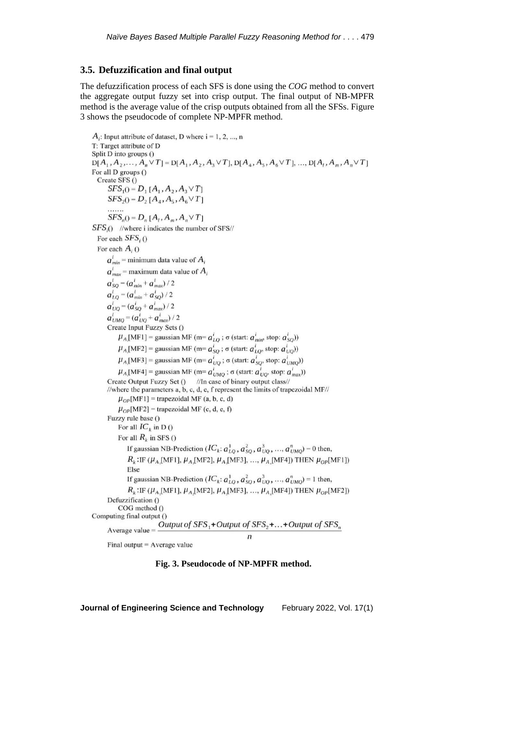### 3.5. Defuzzification and final output

The defuzzification process of each SFS is done using the *COG* method to convert the aggregate output fuzzy set into crisp output. The final output of NB-MPFR method is the average value of the crisp outputs obtained from all the SFSs. Figure 3 shows the pseudocode of complete NP-MPFR method.

$A_i$: Input attribute of dataset, D where i = 1, 2, ..., n
T: Target attribute of D
Split D into groups ()
$D[A_1, A_2, \ldots, A_n \vee T] = D[A_1, A_2, A_3 \vee T], D[A_4, A_5, A_6 \vee T], \ldots, D[A_l, A_m, A_n \vee T]$
For all D groups ()
  Create SFS ()
    $SFS_1() = D_1 [A_1, A_2, A_3 \vee T]$
    $SFS_2() = D_2 [A_4, A_5, A_6 \vee T]$
    .......
    $SFS_n() = D_n [A_l, A_m, A_n \vee T]$
$SFS_i()$ //where i indicates the number of SFS//
  For each $SFS_i$ ()
  For each $A_i$ ()
    $a^i_{min}$ = minimum data value of $A_i$
    $a^i_{max}$ = maximum data value of $A_i$
    $a^i_{SQ} = (a^i_{min} + a^i_{max}) / 2$
    $a^i_{LQ} = (a^i_{min} + a^i_{SQ}) / 2$
    $a^i_{UQ} = (a^i_{SQ} + a^i_{max}) / 2$
    $a^i_{UMQ} = (a^i_{UQ} + a^i_{max}) / 2$
    Create Input Fuzzy Sets ()
      $\mu_{A_i}$[MF1] = gaussian MF (m= $a^i_{LQ}$ ; σ (start: $a^i_{min}$, stop: $a^i_{SQ}$))
      $\mu_{A_i}$[MF2] = gaussian MF (m= $a^i_{SQ}$ ; σ (start: $a^i_{LQ}$, stop: $a^i_{UQ}$))
      $\mu_{A_i}$[MF3] = gaussian MF (m= $a^i_{UQ}$ ; σ (start: $a^i_{SQ}$, stop: $a^i_{UMQ}$))
      $\mu_{A_i}$[MF4] = gaussian MF (m= $a^i_{UMQ}$ ; σ (start: $a^i_{UQ}$, stop: $a^i_{max}$))
    Create Output Fuzzy Set ()   //In case of binary output class//
    //where the parameters a, b, c, d, e, f represent the limits of trapezoidal MF//
      $\mu_{OP}$[MF1] = trapezoidal MF (a, b, c, d)
      $\mu_{OP}$[MF2] = trapezoidal MF (c, d, e, f)
    Fuzzy rule base ()
      For all $IC_k$ in D ()
      For all $R_k$ in SFS ()
        If gaussian NB-Prediction ($IC_k$: $a^1_{LQ}, a^2_{SQ}, a^3_{UQ}, \ldots, a^n_{UMQ}$) = 0 then,
        $R_k$ :IF ($\mu_{A_1}$[MF1], $\mu_{A_2}$[MF2], $\mu_{A_3}$[MF3], ..., $\mu_{A_n}$[MF4]) THEN $\mu_{OP}$[MF1])
        Else
        If gaussian NB-Prediction ($IC_k$: $a^1_{LQ}, a^2_{SQ}, a^3_{UQ}, \ldots, a^n_{UMQ}$) = 1 then,
        $R_k$ :IF ($\mu_{A_1}$[MF1], $\mu_{A_2}$[MF2], $\mu_{A_3}$[MF3], ..., $\mu_{A_n}$[MF4]) THEN $\mu_{OP}$[MF2])
    Defuzzification ()
      COG method ()
Computing final output ()

$$\text{Average value} = \frac{Output\ of\ SFS_1 + Output\ of\ SFS_2 + \ldots + Output\ of\ SFS_n}{n}$$

Final output = Average value

**Fig. 3. Pseudocode of NP-MPFR method.**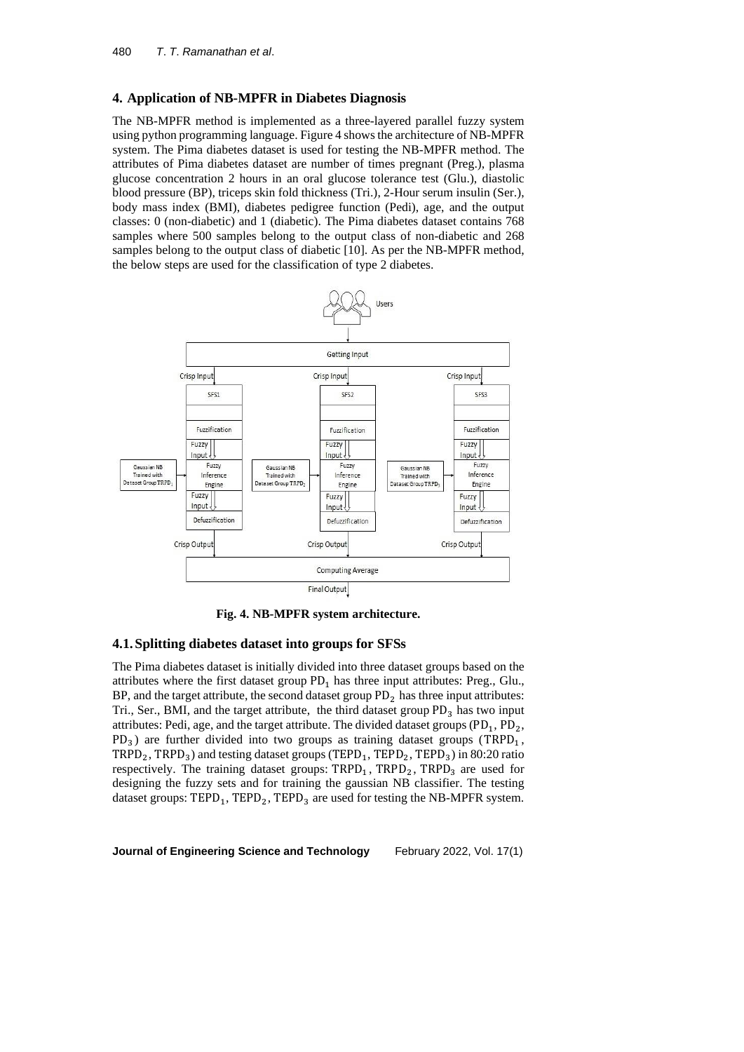## 4. Application of NB-MPFR in Diabetes Diagnosis

The NB-MPFR method is implemented as a three-layered parallel fuzzy system using python programming language. Figure 4 shows the architecture of NB-MPFR system. The Pima diabetes dataset is used for testing the NB-MPFR method. The attributes of Pima diabetes dataset are number of times pregnant (Preg.), plasma glucose concentration 2 hours in an oral glucose tolerance test (Glu.), diastolic blood pressure (BP), triceps skin fold thickness (Tri.), 2-Hour serum insulin (Ser.), body mass index (BMI), diabetes pedigree function (Pedi), age, and the output classes: 0 (non-diabetic) and 1 (diabetic). The Pima diabetes dataset contains 768 samples where 500 samples belong to the output class of non-diabetic and 268 samples belong to the output class of diabetic [10]. As per the NB-MPFR method, the below steps are used for the classification of type 2 diabetes.

**Fig. 4. NB-MPFR system architecture.**

### 4.1. Splitting diabetes dataset into groups for SFSs

The Pima diabetes dataset is initially divided into three dataset groups based on the attributes where the first dataset group $\mathrm{PD}_1$ has three input attributes: Preg., Glu., BP, and the target attribute, the second dataset group $\mathrm{PD}_2$ has three input attributes: Tri., Ser., BMI, and the target attribute, the third dataset group $\mathrm{PD}_3$ has two input attributes: Pedi, age, and the target attribute. The divided dataset groups ($\mathrm{PD}_1$, $\mathrm{PD}_2$, $\mathrm{PD}_3$) are further divided into two groups as training dataset groups ($\mathrm{TRPD}_1$, $\mathrm{TRPD}_2$, $\mathrm{TRPD}_3$) and testing dataset groups ($\mathrm{TEPD}_1$, $\mathrm{TEPD}_2$, $\mathrm{TEPD}_3$) in 80:20 ratio respectively. The training dataset groups: $\mathrm{TRPD}_1$, $\mathrm{TRPD}_2$, $\mathrm{TRPD}_3$ are used for designing the fuzzy sets and for training the gaussian NB classifier. The testing dataset groups: $\mathrm{TEPD}_1$, $\mathrm{TEPD}_2$, $\mathrm{TEPD}_3$ are used for testing the NB-MPFR system.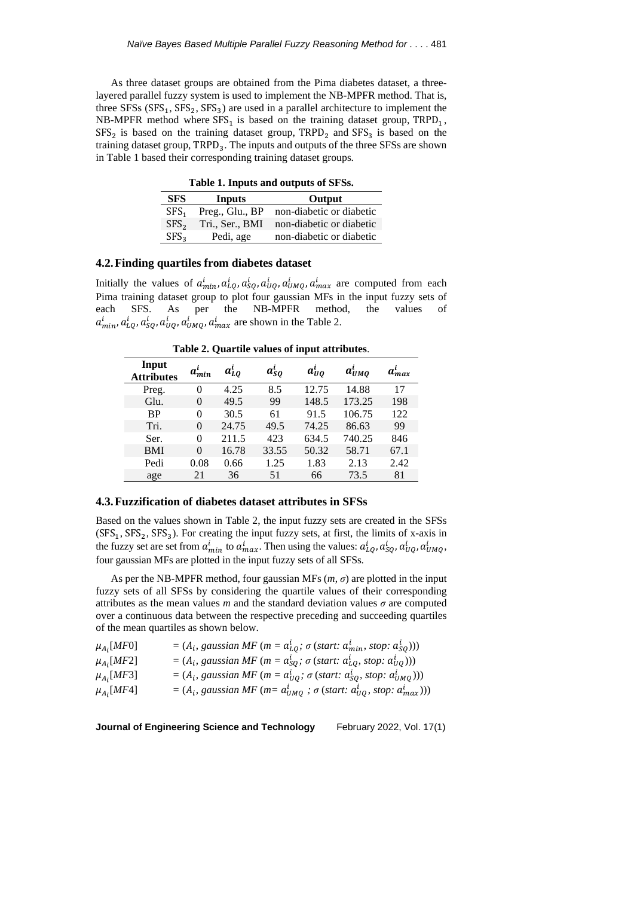As three dataset groups are obtained from the Pima diabetes dataset, a three-layered parallel fuzzy system is used to implement the NB-MPFR method. That is, three SFSs ($\text{SFS}_1$, $\text{SFS}_2$, $\text{SFS}_3$) are used in a parallel architecture to implement the NB-MPFR method where $\text{SFS}_1$ is based on the training dataset group, $\text{TRPD}_1$, $\text{SFS}_2$ is based on the training dataset group, $\text{TRPD}_2$ and $\text{SFS}_3$ is based on the training dataset group, $\text{TRPD}_3$. The inputs and outputs of the three SFSs are shown in Table 1 based their corresponding training dataset groups.

**Table 1. Inputs and outputs of SFSs.**

| SFS | Inputs | Output |
|---|---|---|
| $\text{SFS}_1$ | Preg., Glu., BP | non-diabetic or diabetic |
| $\text{SFS}_2$ | Tri., Ser., BMI | non-diabetic or diabetic |
| $\text{SFS}_3$ | Pedi, age | non-diabetic or diabetic |

## 4.2. Finding quartiles from diabetes dataset

Initially the values of $a_{min}^i, a_{LQ}^i, a_{SQ}^i, a_{UQ}^i, a_{UMQ}^i, a_{max}^i$ are computed from each Pima training dataset group to plot four gaussian MFs in the input fuzzy sets of each SFS. As per the NB-MPFR method, the values of $a_{min}^i, a_{LQ}^i, a_{SQ}^i, a_{UQ}^i, a_{UMQ}^i, a_{max}^i$ are shown in the Table 2.

**Table 2. Quartile values of input attributes**.

| Input Attributes | $a_{min}^i$ | $a_{LQ}^i$ | $a_{SQ}^i$ | $a_{UQ}^i$ | $a_{UMQ}^i$ | $a_{max}^i$ |
|---|---|---|---|---|---|---|
| Preg. | 0 | 4.25 | 8.5 | 12.75 | 14.88 | 17 |
| Glu. | 0 | 49.5 | 99 | 148.5 | 173.25 | 198 |
| BP | 0 | 30.5 | 61 | 91.5 | 106.75 | 122 |
| Tri. | 0 | 24.75 | 49.5 | 74.25 | 86.63 | 99 |
| Ser. | 0 | 211.5 | 423 | 634.5 | 740.25 | 846 |
| BMI | 0 | 16.78 | 33.55 | 50.32 | 58.71 | 67.1 |
| Pedi | 0.08 | 0.66 | 1.25 | 1.83 | 2.13 | 2.42 |
| age | 21 | 36 | 51 | 66 | 73.5 | 81 |

## 4.3. Fuzzification of diabetes dataset attributes in SFSs

Based on the values shown in Table 2, the input fuzzy sets are created in the SFSs ($\text{SFS}_1$, $\text{SFS}_2$, $\text{SFS}_3$). For creating the input fuzzy sets, at first, the limits of x-axis in the fuzzy set are set from $a_{min}^i$ to $a_{max}^i$. Then using the values: $a_{LQ}^i, a_{SQ}^i, a_{UQ}^i, a_{UMQ}^i$, four gaussian MFs are plotted in the input fuzzy sets of all SFSs.

As per the NB-MPFR method, four gaussian MFs ($m$, $\sigma$) are plotted in the input fuzzy sets of all SFSs by considering the quartile values of their corresponding attributes as the mean values $m$ and the standard deviation values $\sigma$ are computed over a continuous data between the respective preceding and succeeding quartiles of the mean quartiles as shown below.

$$\mu_{A_i}[MF0] = (A_i, \textit{gaussian MF } (m = a_{LQ}^i;\ \sigma\ (\textit{start: } a_{min}^i, \textit{ stop: } a_{SQ}^i)))$$

$$\mu_{A_i}[MF2] = (A_i, \textit{gaussian MF } (m = a_{SQ}^i;\ \sigma\ (\textit{start: } a_{LQ}^i, \textit{ stop: } a_{UQ}^i)))$$

$$\mu_{A_i}[MF3] = (A_i, \textit{gaussian MF } (m = a_{UQ}^i;\ \sigma\ (\textit{start: } a_{SQ}^i, \textit{ stop: } a_{UMQ}^i)))$$

$$\mu_{A_i}[MF4] = (A_i, \textit{gaussian MF } (m = a_{UMQ}^i;\ \sigma\ (\textit{start: } a_{UQ}^i, \textit{ stop: } a_{max}^i)))$$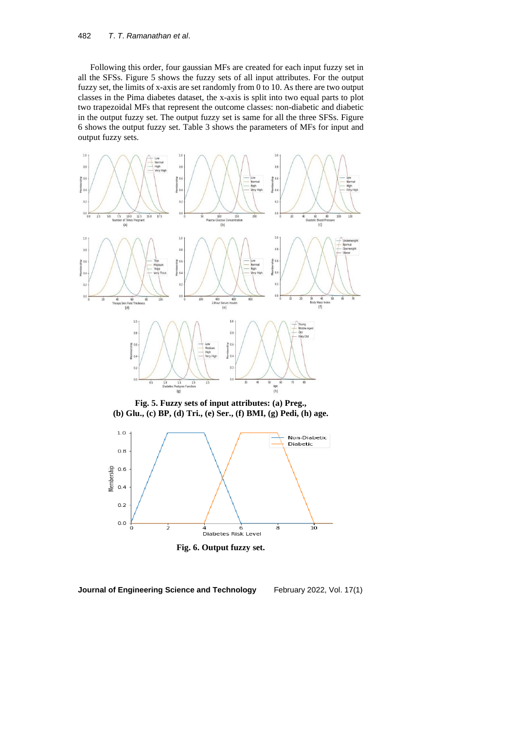Following this order, four gaussian MFs are created for each input fuzzy set in all the SFSs. Figure 5 shows the fuzzy sets of all input attributes. For the output fuzzy set, the limits of x-axis are set randomly from 0 to 10. As there are two output classes in the Pima diabetes dataset, the x-axis is split into two equal parts to plot two trapezoidal MFs that represent the outcome classes: non-diabetic and diabetic in the output fuzzy set. The output fuzzy set is same for all the three SFSs. Figure 6 shows the output fuzzy set. Table 3 shows the parameters of MFs for input and output fuzzy sets.

**Fig. 5. Fuzzy sets of input attributes: (a) Preg., (b) Glu., (c) BP, (d) Tri., (e) Ser., (f) BMI, (g) Pedi, (h) age.**

**Fig. 6. Output fuzzy set.**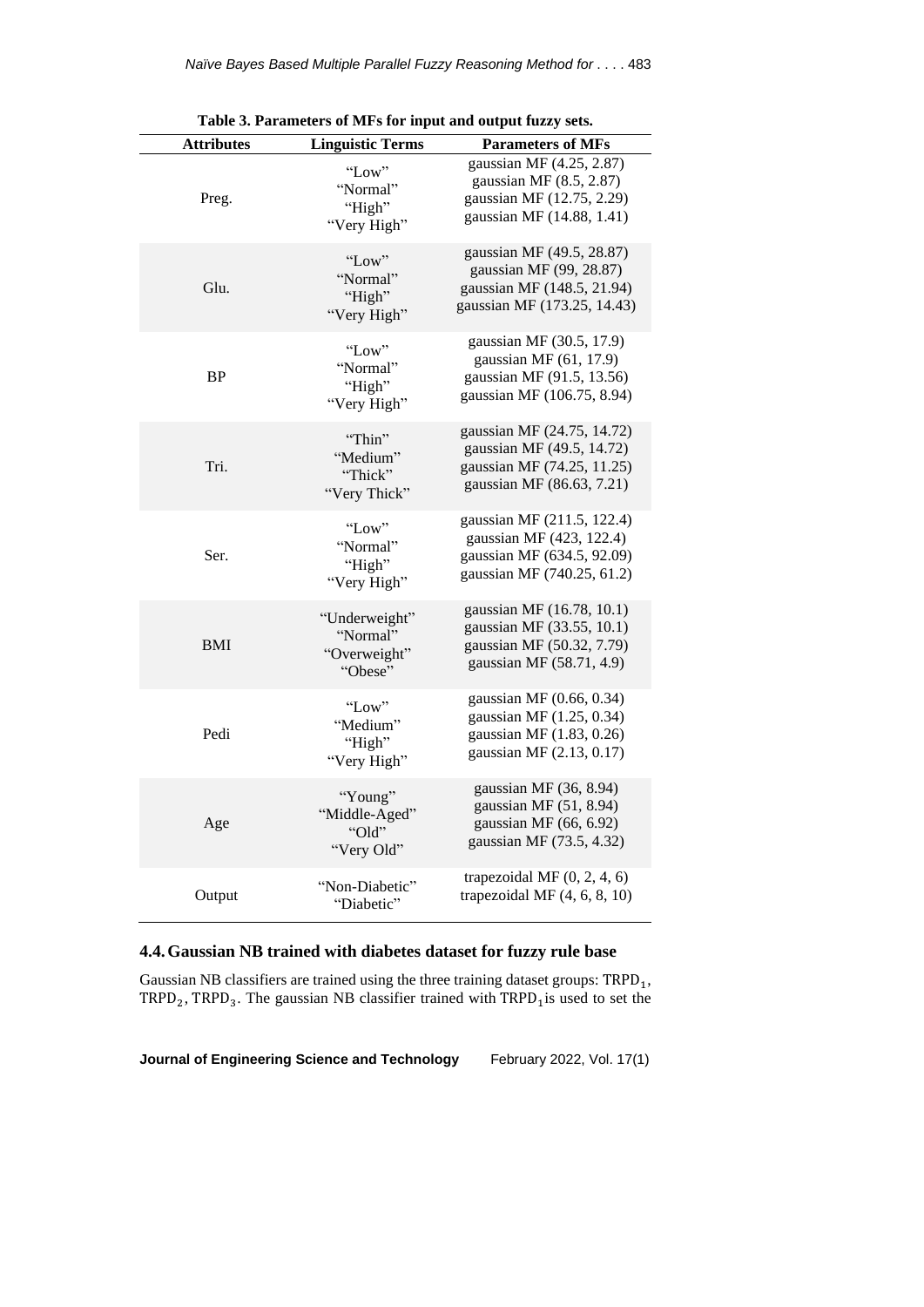**Table 3. Parameters of MFs for input and output fuzzy sets.**

| Attributes | Linguistic Terms | Parameters of MFs |
|---|---|---|
| Preg. | "Low"<br>"Normal"<br>"High"<br>"Very High" | gaussian MF (4.25, 2.87)<br>gaussian MF (8.5, 2.87)<br>gaussian MF (12.75, 2.29)<br>gaussian MF (14.88, 1.41) |
| Glu. | "Low"<br>"Normal"<br>"High"<br>"Very High" | gaussian MF (49.5, 28.87)<br>gaussian MF (99, 28.87)<br>gaussian MF (148.5, 21.94)<br>gaussian MF (173.25, 14.43) |
| BP | "Low"<br>"Normal"<br>"High"<br>"Very High" | gaussian MF (30.5, 17.9)<br>gaussian MF (61, 17.9)<br>gaussian MF (91.5, 13.56)<br>gaussian MF (106.75, 8.94) |
| Tri. | "Thin"<br>"Medium"<br>"Thick"<br>"Very Thick" | gaussian MF (24.75, 14.72)<br>gaussian MF (49.5, 14.72)<br>gaussian MF (74.25, 11.25)<br>gaussian MF (86.63, 7.21) |
| Ser. | "Low"<br>"Normal"<br>"High"<br>"Very High" | gaussian MF (211.5, 122.4)<br>gaussian MF (423, 122.4)<br>gaussian MF (634.5, 92.09)<br>gaussian MF (740.25, 61.2) |
| BMI | "Underweight"<br>"Normal"<br>"Overweight"<br>"Obese" | gaussian MF (16.78, 10.1)<br>gaussian MF (33.55, 10.1)<br>gaussian MF (50.32, 7.79)<br>gaussian MF (58.71, 4.9) |
| Pedi | "Low"<br>"Medium"<br>"High"<br>"Very High" | gaussian MF (0.66, 0.34)<br>gaussian MF (1.25, 0.34)<br>gaussian MF (1.83, 0.26)<br>gaussian MF (2.13, 0.17) |
| Age | "Young"<br>"Middle-Aged"<br>"Old"<br>"Very Old" | gaussian MF (36, 8.94)<br>gaussian MF (51, 8.94)<br>gaussian MF (66, 6.92)<br>gaussian MF (73.5, 4.32) |
| Output | "Non-Diabetic"<br>"Diabetic" | trapezoidal MF (0, 2, 4, 6)<br>trapezoidal MF (4, 6, 8, 10) |

## 4.4. Gaussian NB trained with diabetes dataset for fuzzy rule base

Gaussian NB classifiers are trained using the three training dataset groups: $\text{TRPD}_1$, $\text{TRPD}_2$, $\text{TRPD}_3$. The gaussian NB classifier trained with $\text{TRPD}_1$ is used to set the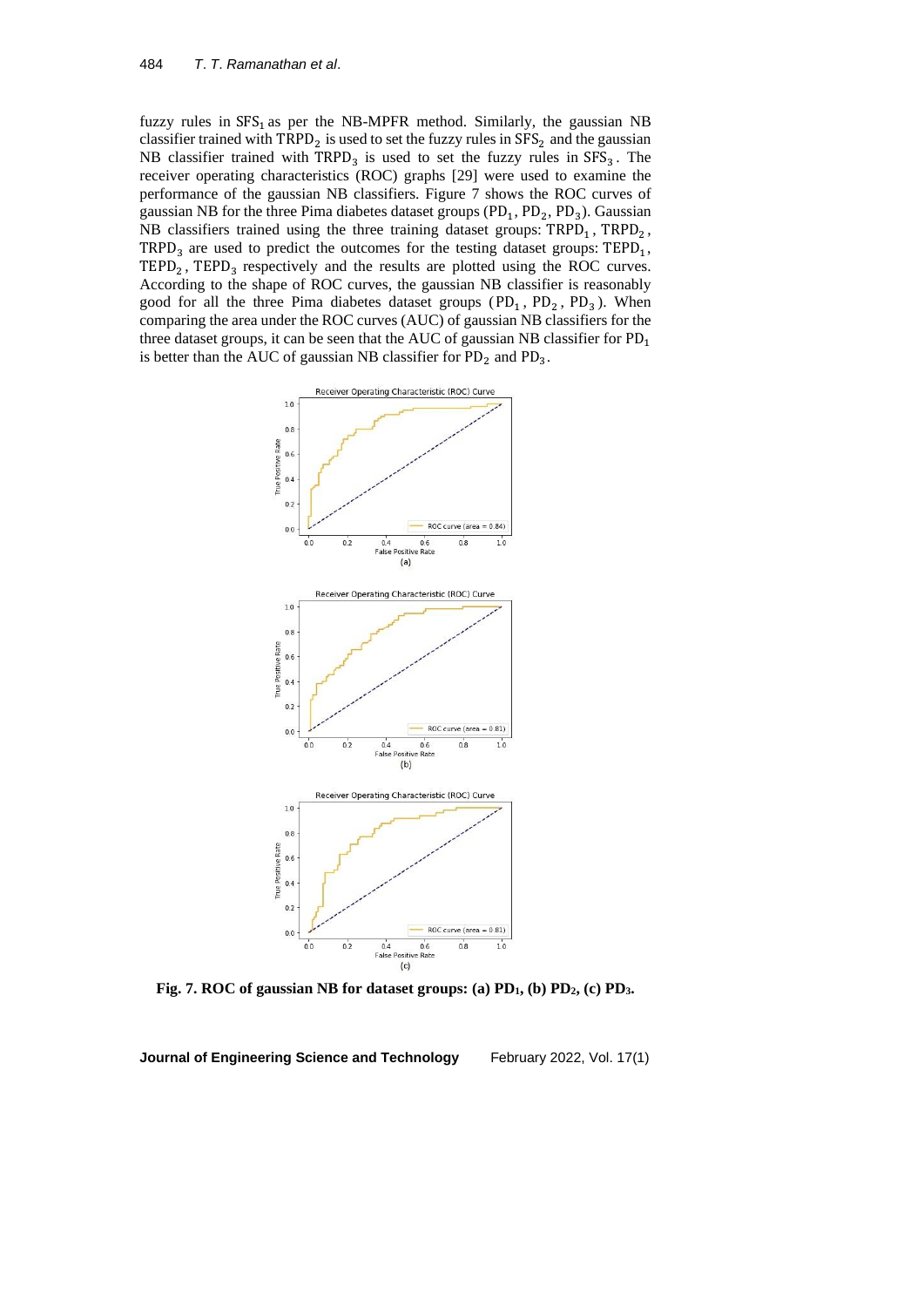fuzzy rules in $SFS_1$ as per the NB-MPFR method. Similarly, the gaussian NB classifier trained with $TRPD_2$ is used to set the fuzzy rules in $SFS_2$ and the gaussian NB classifier trained with $TRPD_3$ is used to set the fuzzy rules in $SFS_3$. The receiver operating characteristics (ROC) graphs [29] were used to examine the performance of the gaussian NB classifiers. Figure 7 shows the ROC curves of gaussian NB for the three Pima diabetes dataset groups ($PD_1$, $PD_2$, $PD_3$). Gaussian NB classifiers trained using the three training dataset groups: $TRPD_1$, $TRPD_2$, $TRPD_3$ are used to predict the outcomes for the testing dataset groups: $TEPD_1$, $TEPD_2$, $TEPD_3$ respectively and the results are plotted using the ROC curves. According to the shape of ROC curves, the gaussian NB classifier is reasonably good for all the three Pima diabetes dataset groups ($PD_1$, $PD_2$, $PD_3$). When comparing the area under the ROC curves (AUC) of gaussian NB classifiers for the three dataset groups, it can be seen that the AUC of gaussian NB classifier for $PD_1$ is better than the AUC of gaussian NB classifier for $PD_2$ and $PD_3$.

**Fig. 7. ROC of gaussian NB for dataset groups: (a) $PD_1$, (b) $PD_2$, (c) $PD_3$.**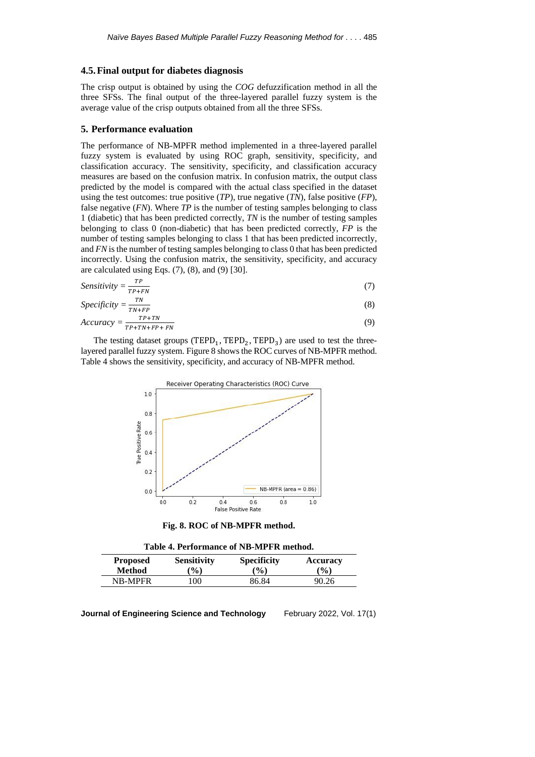### 4.5. Final output for diabetes diagnosis

The crisp output is obtained by using the *COG* defuzzification method in all the three SFSs. The final output of the three-layered parallel fuzzy system is the average value of the crisp outputs obtained from all the three SFSs.

## 5. Performance evaluation

The performance of NB-MPFR method implemented in a three-layered parallel fuzzy system is evaluated by using ROC graph, sensitivity, specificity, and classification accuracy. The sensitivity, specificity, and classification accuracy measures are based on the confusion matrix. In confusion matrix, the output class predicted by the model is compared with the actual class specified in the dataset using the test outcomes: true positive (*TP*), true negative (*TN*), false positive (*FP*), false negative (*FN*). Where *TP* is the number of testing samples belonging to class 1 (diabetic) that has been predicted correctly, *TN* is the number of testing samples belonging to class 0 (non-diabetic) that has been predicted correctly, *FP* is the number of testing samples belonging to class 1 that has been predicted incorrectly, and *FN* is the number of testing samples belonging to class 0 that has been predicted incorrectly. Using the confusion matrix, the sensitivity, specificity, and accuracy are calculated using Eqs. (7), (8), and (9) [30].

$$Sensitivity = \frac{TP}{TP+FN} \tag{7}$$

$$Specificity = \frac{TN}{TN+FP} \tag{8}$$

$$Accuracy = \frac{TP+TN}{TP+TN+FP+FN} \tag{9}$$

The testing dataset groups ($TEPD_1$, $TEPD_2$, $TEPD_3$) are used to test the three-layered parallel fuzzy system. Figure 8 shows the ROC curves of NB-MPFR method. Table 4 shows the sensitivity, specificity, and accuracy of NB-MPFR method.

**Fig. 8. ROC of NB-MPFR method.**

**Table 4. Performance of NB-MPFR method.**

| Proposed Method | Sensitivity (%) | Specificity (%) | Accuracy (%) |
|---|---|---|---|
| NB-MPFR | 100 | 86.84 | 90.26 |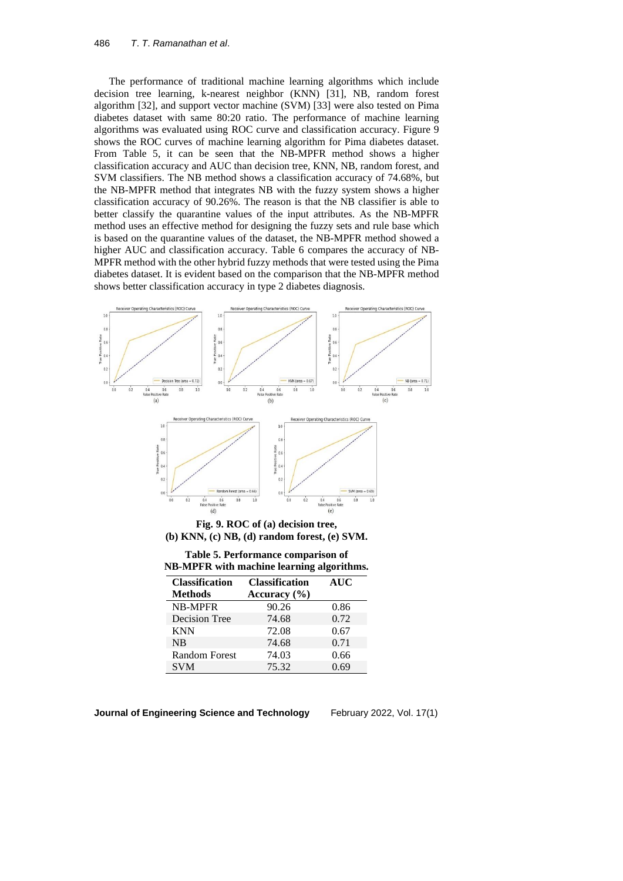The performance of traditional machine learning algorithms which include decision tree learning, k-nearest neighbor (KNN) [31], NB, random forest algorithm [32], and support vector machine (SVM) [33] were also tested on Pima diabetes dataset with same 80:20 ratio. The performance of machine learning algorithms was evaluated using ROC curve and classification accuracy. Figure 9 shows the ROC curves of machine learning algorithm for Pima diabetes dataset. From Table 5, it can be seen that the NB-MPFR method shows a higher classification accuracy and AUC than decision tree, KNN, NB, random forest, and SVM classifiers. The NB method shows a classification accuracy of 74.68%, but the NB-MPFR method that integrates NB with the fuzzy system shows a higher classification accuracy of 90.26%. The reason is that the NB classifier is able to better classify the quarantine values of the input attributes. As the NB-MPFR method uses an effective method for designing the fuzzy sets and rule base which is based on the quarantine values of the dataset, the NB-MPFR method showed a higher AUC and classification accuracy. Table 6 compares the accuracy of NB-MPFR method with the other hybrid fuzzy methods that were tested using the Pima diabetes dataset. It is evident based on the comparison that the NB-MPFR method shows better classification accuracy in type 2 diabetes diagnosis.

**Fig. 9. ROC of (a) decision tree, (b) KNN, (c) NB, (d) random forest, (e) SVM.**

**Table 5. Performance comparison of NB-MPFR with machine learning algorithms.**

| Classification Methods | Classification Accuracy (%) | AUC |
|---|---|---|
| NB-MPFR | 90.26 | 0.86 |
| Decision Tree | 74.68 | 0.72 |
| KNN | 72.08 | 0.67 |
| NB | 74.68 | 0.71 |
| Random Forest | 74.03 | 0.66 |
| SVM | 75.32 | 0.69 |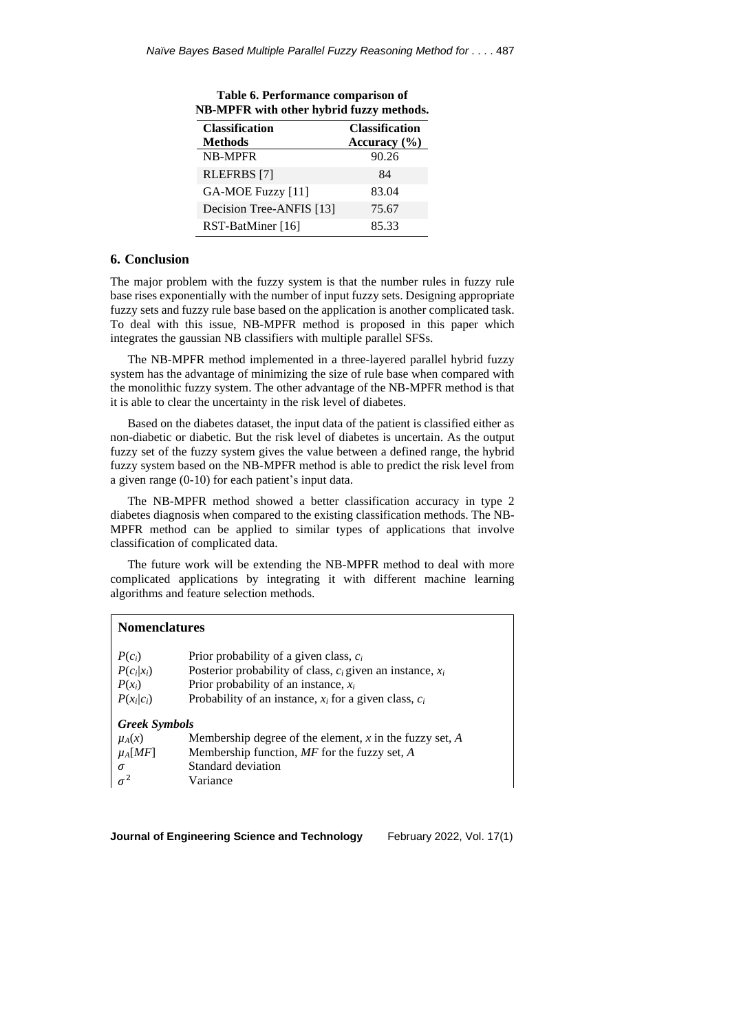**Table 6. Performance comparison of NB-MPFR with other hybrid fuzzy methods.**

| Classification Methods | Classification Accuracy (%) |
|---|---|
| NB-MPFR | 90.26 |
| RLEFRBS [7] | 84 |
| GA-MOE Fuzzy [11] | 83.04 |
| Decision Tree-ANFIS [13] | 75.67 |
| RST-BatMiner [16] | 85.33 |

## 6. Conclusion

The major problem with the fuzzy system is that the number rules in fuzzy rule base rises exponentially with the number of input fuzzy sets. Designing appropriate fuzzy sets and fuzzy rule base based on the application is another complicated task. To deal with this issue, NB-MPFR method is proposed in this paper which integrates the gaussian NB classifiers with multiple parallel SFSs.

The NB-MPFR method implemented in a three-layered parallel hybrid fuzzy system has the advantage of minimizing the size of rule base when compared with the monolithic fuzzy system. The other advantage of the NB-MPFR method is that it is able to clear the uncertainty in the risk level of diabetes.

Based on the diabetes dataset, the input data of the patient is classified either as non-diabetic or diabetic. But the risk level of diabetes is uncertain. As the output fuzzy set of the fuzzy system gives the value between a defined range, the hybrid fuzzy system based on the NB-MPFR method is able to predict the risk level from a given range (0-10) for each patient's input data.

The NB-MPFR method showed a better classification accuracy in type 2 diabetes diagnosis when compared to the existing classification methods. The NB-MPFR method can be applied to similar types of applications that involve classification of complicated data.

The future work will be extending the NB-MPFR method to deal with more complicated applications by integrating it with different machine learning algorithms and feature selection methods.

**Nomenclatures**

| | |
|---|---|
| $P(c_i)$ | Prior probability of a given class, $c_i$ |
| $P(c_i\|x_i)$ | Posterior probability of class, $c_i$ given an instance, $x_i$ |
| $P(x_i)$ | Prior probability of an instance, $x_i$ |
| $P(x_i\|c_i)$ | Probability of an instance, $x_i$ for a given class, $c_i$ |

***Greek Symbols***

| | |
|---|---|
| $\mu_A(x)$ | Membership degree of the element, $x$ in the fuzzy set, $A$ |
| $\mu_A[MF]$ | Membership function, $MF$ for the fuzzy set, $A$ |
| $\sigma$ | Standard deviation |
| $\sigma^2$ | Variance |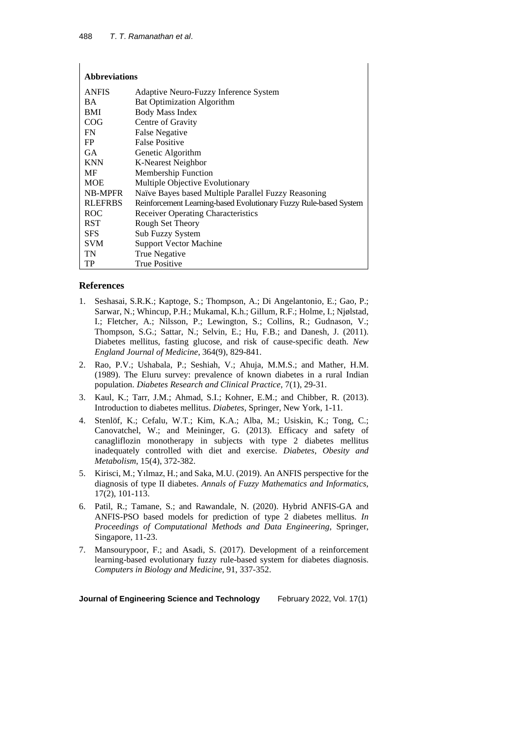**Abbreviations**

| | |
|---|---|
| ANFIS | Adaptive Neuro-Fuzzy Inference System |
| BA | Bat Optimization Algorithm |
| BMI | Body Mass Index |
| COG | Centre of Gravity |
| FN | False Negative |
| FP | False Positive |
| GA | Genetic Algorithm |
| KNN | K-Nearest Neighbor |
| MF | Membership Function |
| MOE | Multiple Objective Evolutionary |
| NB-MPFR | Naïve Bayes based Multiple Parallel Fuzzy Reasoning |
| RLEFRBS | Reinforcement Learning-based Evolutionary Fuzzy Rule-based System |
| ROC | Receiver Operating Characteristics |
| RST | Rough Set Theory |
| SFS | Sub Fuzzy System |
| SVM | Support Vector Machine |
| TN | True Negative |
| TP | True Positive |

## References

1. Seshasai, S.R.K.; Kaptoge, S.; Thompson, A.; Di Angelantonio, E.; Gao, P.; Sarwar, N.; Whincup, P.H.; Mukamal, K.h.; Gillum, R.F.; Holme, I.; Njølstad, I.; Fletcher, A.; Nilsson, P.; Lewington, S.; Collins, R.; Gudnason, V.; Thompson, S.G.; Sattar, N.; Selvin, E.; Hu, F.B.; and Danesh, J. (2011). Diabetes mellitus, fasting glucose, and risk of cause-specific death. *New England Journal of Medicine*, 364(9), 829-841.
2. Rao, P.V.; Ushabala, P.; Seshiah, V.; Ahuja, M.M.S.; and Mather, H.M. (1989). The Eluru survey: prevalence of known diabetes in a rural Indian population. *Diabetes Research and Clinical Practice*, 7(1), 29-31.
3. Kaul, K.; Tarr, J.M.; Ahmad, S.I.; Kohner, E.M.; and Chibber, R. (2013). Introduction to diabetes mellitus. *Diabetes*, Springer, New York, 1-11.
4. Stenlöf, K.; Cefalu, W.T.; Kim, K.A.; Alba, M.; Usiskin, K.; Tong, C.; Canovatchel, W.; and Meininger, G. (2013). Efficacy and safety of canagliflozin monotherapy in subjects with type 2 diabetes mellitus inadequately controlled with diet and exercise. *Diabetes, Obesity and Metabolism*, 15(4), 372-382.
5. Kirisci, M.; Yılmaz, H.; and Saka, M.U. (2019). An ANFIS perspective for the diagnosis of type II diabetes. *Annals of Fuzzy Mathematics and Informatics*, 17(2), 101-113.
6. Patil, R.; Tamane, S.; and Rawandale, N. (2020). Hybrid ANFIS-GA and ANFIS-PSO based models for prediction of type 2 diabetes mellitus. *In Proceedings of Computational Methods and Data Engineering*, Springer, Singapore, 11-23.
7. Mansourypoor, F.; and Asadi, S. (2017). Development of a reinforcement learning-based evolutionary fuzzy rule-based system for diabetes diagnosis. *Computers in Biology and Medicine*, 91, 337-352.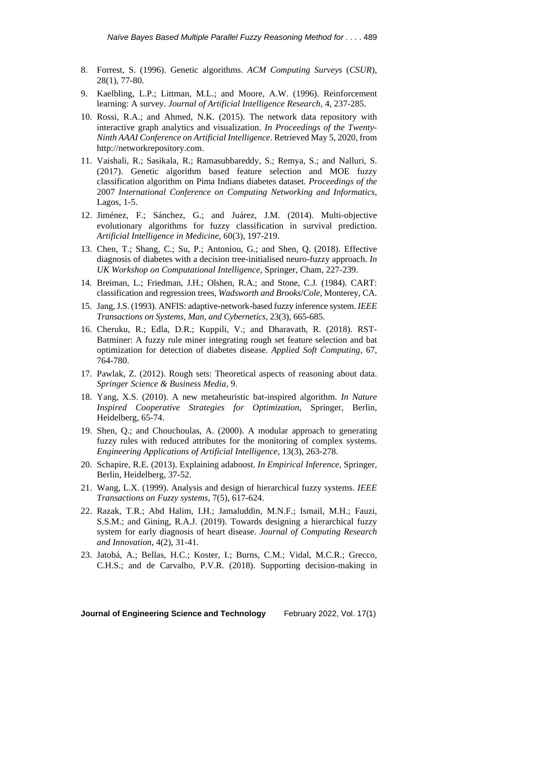8. Forrest, S. (1996). Genetic algorithms. *ACM Computing Surveys* (*CSUR*), 28(1), 77-80.
9. Kaelbling, L.P.; Littman, M.L.; and Moore, A.W. (1996). Reinforcement learning: A survey. *Journal of Artificial Intelligence Research*, 4, 237-285.
10. Rossi, R.A.; and Ahmed, N.K. (2015). The network data repository with interactive graph analytics and visualization. *In Proceedings of the Twenty-Ninth AAAI Conference on Artificial Intelligence*. Retrieved May 5, 2020, from http://networkrepository.com.
11. Vaishali, R.; Sasikala, R.; Ramasubbareddy, S.; Remya, S.; and Nalluri, S. (2017). Genetic algorithm based feature selection and MOE fuzzy classification algorithm on Pima Indians diabetes dataset. *Proceedings of the* 2007 *International Conference on Computing Networking and Informatics*, Lagos, 1-5.
12. Jiménez, F.; Sánchez, G.; and Juárez, J.M. (2014). Multi-objective evolutionary algorithms for fuzzy classification in survival prediction. *Artificial Intelligence in Medicine*, 60(3), 197-219.
13. Chen, T.; Shang, C.; Su, P.; Antoniou, G.; and Shen, Q. (2018). Effective diagnosis of diabetes with a decision tree-initialised neuro-fuzzy approach. *In UK Workshop on Computational Intelligence*, Springer, Cham, 227-239.
14. Breiman, L.; Friedman, J.H.; Olshen, R.A.; and Stone, C.J. (1984). CART: classification and regression trees, *Wadsworth and Brooks*/*Cole*, Monterey, CA.
15. Jang, J.S. (1993). ANFIS: adaptive-network-based fuzzy inference system. *IEEE Transactions on Systems, Man, and Cybernetics*, 23(3), 665-685.
16. Cheruku, R.; Edla, D.R.; Kuppili, V.; and Dharavath, R. (2018). RST-Batminer: A fuzzy rule miner integrating rough set feature selection and bat optimization for detection of diabetes disease. *Applied Soft Computing*, 67, 764-780.
17. Pawlak, Z. (2012). Rough sets: Theoretical aspects of reasoning about data. *Springer Science & Business Media*, 9.
18. Yang, X.S. (2010). A new metaheuristic bat-inspired algorithm. *In Nature Inspired Cooperative Strategies for Optimization*, Springer, Berlin, Heidelberg, 65-74.
19. Shen, Q.; and Chouchoulas, A. (2000). A modular approach to generating fuzzy rules with reduced attributes for the monitoring of complex systems. *Engineering Applications of Artificial Intelligence*, 13(3), 263-278.
20. Schapire, R.E. (2013). Explaining adaboost. *In Empirical Inference*, Springer, Berlin, Heidelberg, 37-52.
21. Wang, L.X. (1999). Analysis and design of hierarchical fuzzy systems. *IEEE Transactions on Fuzzy systems*, 7(5), 617-624.
22. Razak, T.R.; Abd Halim, I.H.; Jamaluddin, M.N.F.; Ismail, M.H.; Fauzi, S.S.M.; and Gining, R.A.J. (2019). Towards designing a hierarchical fuzzy system for early diagnosis of heart disease. *Journal of Computing Research and Innovation*, 4(2), 31-41.
23. Jatobá, A.; Bellas, H.C.; Koster, I.; Burns, C.M.; Vidal, M.C.R.; Grecco, C.H.S.; and de Carvalho, P.V.R. (2018). Supporting decision-making in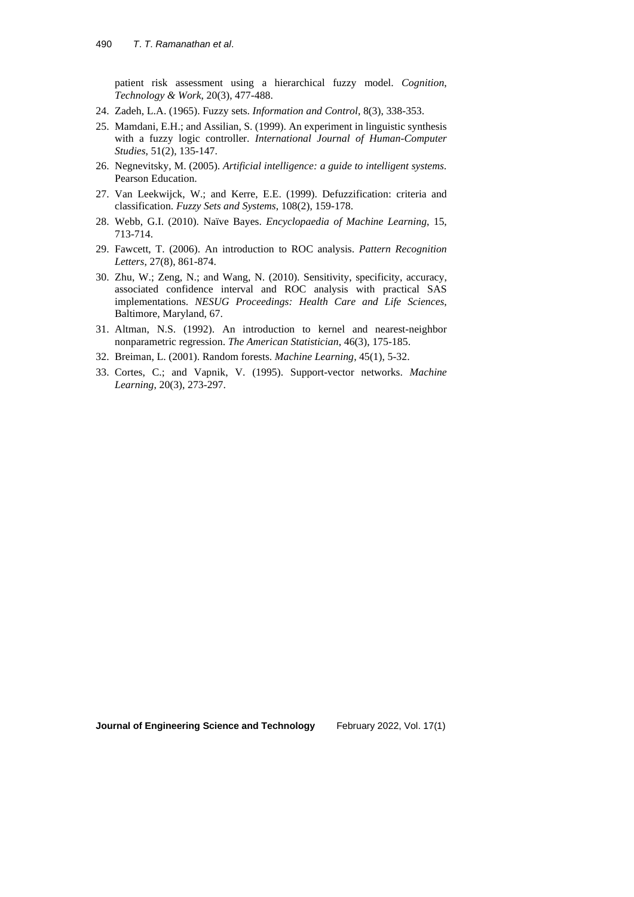patient risk assessment using a hierarchical fuzzy model. *Cognition, Technology & Work*, 20(3), 477-488.

24. Zadeh, L.A. (1965). Fuzzy sets. *Information and Control*, 8(3), 338-353.
25. Mamdani, E.H.; and Assilian, S. (1999). An experiment in linguistic synthesis with a fuzzy logic controller. *International Journal of Human-Computer Studies*, 51(2), 135-147.
26. Negnevitsky, M. (2005). *Artificial intelligence: a guide to intelligent systems*. Pearson Education.
27. Van Leekwijck, W.; and Kerre, E.E. (1999). Defuzzification: criteria and classification. *Fuzzy Sets and Systems*, 108(2), 159-178.
28. Webb, G.I. (2010). Naïve Bayes. *Encyclopaedia of Machine Learning*, 15, 713-714.
29. Fawcett, T. (2006). An introduction to ROC analysis. *Pattern Recognition Letters*, 27(8), 861-874.
30. Zhu, W.; Zeng, N.; and Wang, N. (2010). Sensitivity, specificity, accuracy, associated confidence interval and ROC analysis with practical SAS implementations. *NESUG Proceedings: Health Care and Life Sciences*, Baltimore, Maryland, 67.
31. Altman, N.S. (1992). An introduction to kernel and nearest-neighbor nonparametric regression. *The American Statistician*, 46(3), 175-185.
32. Breiman, L. (2001). Random forests. *Machine Learning*, 45(1), 5-32.
33. Cortes, C.; and Vapnik, V. (1995). Support-vector networks. *Machine Learning*, 20(3), 273-297.